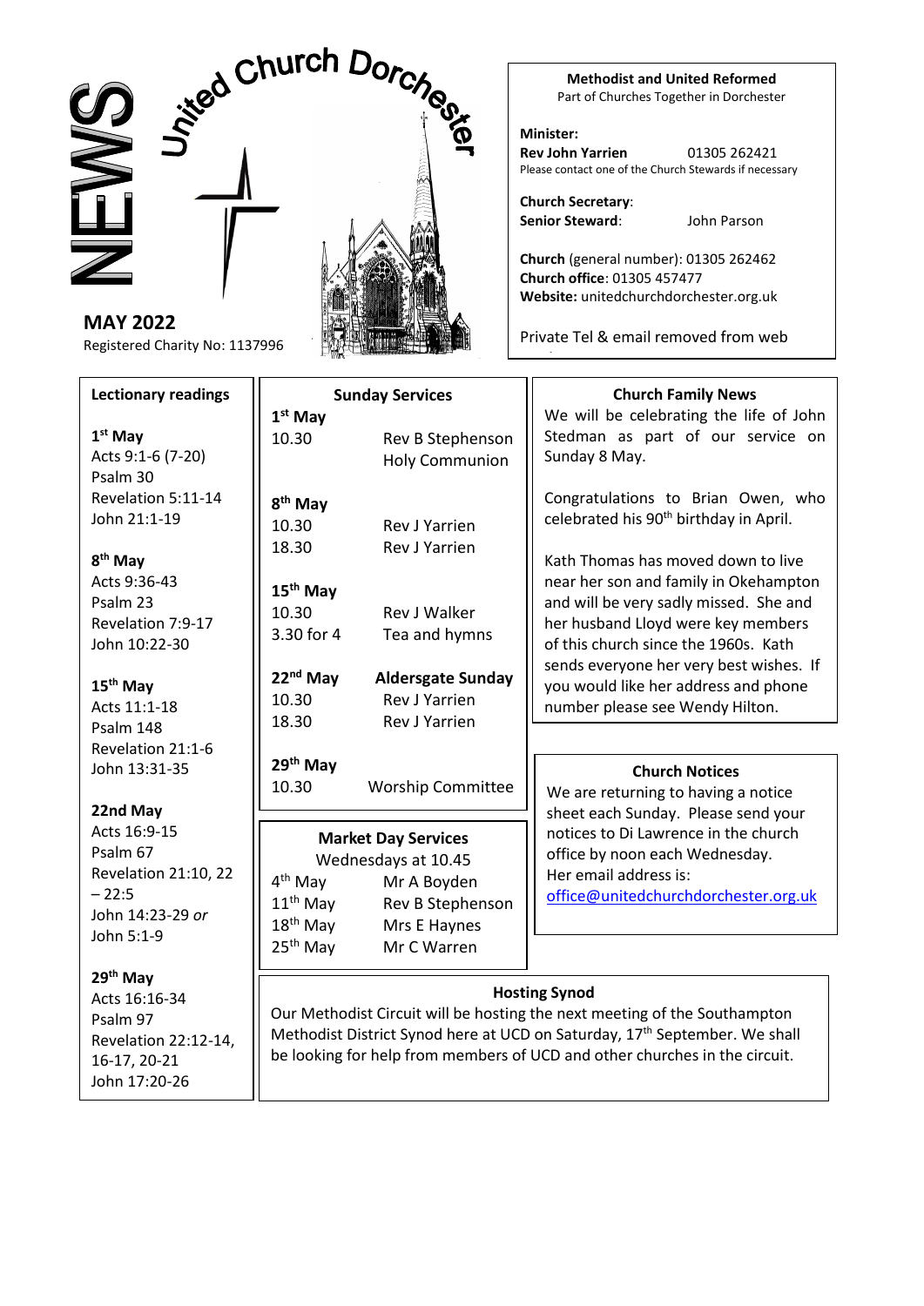# NEWS

## United Church Dorchester

**MAY 2022**

Registered Charity No: 1137996

**Methodist and United Reformed**
Part of Churches Together in Dorchester

**Minister:**
**Rev John Yarrien** 01305 262421
Please contact one of the Church Stewards if necessary

**Church Secretary**:
**Senior Steward**: John Parson

**Church** (general number): 01305 262462
**Church office**: 01305 457477
**Website:** unitedchurchdorchester.org.uk

Private Tel & email removed from web

### Lectionary readings

**1st May**
Acts 9:1-6 (7-20)
Psalm 30
Revelation 5:11-14
John 21:1-19

**8th May**
Acts 9:36-43
Psalm 23
Revelation 7:9-17
John 10:22-30

**15th May**
Acts 11:1-18
Psalm 148
Revelation 21:1-6
John 13:31-35

**22nd May**
Acts 16:9-15
Psalm 67
Revelation 21:10, 22 – 22:5
John 14:23-29 *or* John 5:1-9

**29th May**
Acts 16:16-34
Psalm 97
Revelation 22:12-14, 16-17, 20-21
John 17:20-26

### Sunday Services

**1st May**
10.30 Rev B Stephenson Holy Communion

**8th May**
10.30 Rev J Yarrien
18.30 Rev J Yarrien

**15th May**
10.30 Rev J Walker
3.30 for 4 Tea and hymns

**22nd May** **Aldersgate Sunday**
10.30 Rev J Yarrien
18.30 Rev J Yarrien

**29th May**
10.30 Worship Committee

### Market Day Services

Wednesdays at 10.45

| | |
|---|---|
| 4th May | Mr A Boyden |
| 11th May | Rev B Stephenson |
| 18th May | Mrs E Haynes |
| 25th May | Mr C Warren |

### Church Family News

We will be celebrating the life of John Stedman as part of our service on Sunday 8 May.

Congratulations to Brian Owen, who celebrated his 90th birthday in April.

Kath Thomas has moved down to live near her son and family in Okehampton and will be very sadly missed. She and her husband Lloyd were key members of this church since the 1960s. Kath sends everyone her very best wishes. If you would like her address and phone number please see Wendy Hilton.

### Church Notices

We are returning to having a notice sheet each Sunday. Please send your notices to Di Lawrence in the church office by noon each Wednesday.
Her email address is:
office@unitedchurchdorchester.org.uk

### Hosting Synod

Our Methodist Circuit will be hosting the next meeting of the Southampton Methodist District Synod here at UCD on Saturday, 17th September. We shall be looking for help from members of UCD and other churches in the circuit.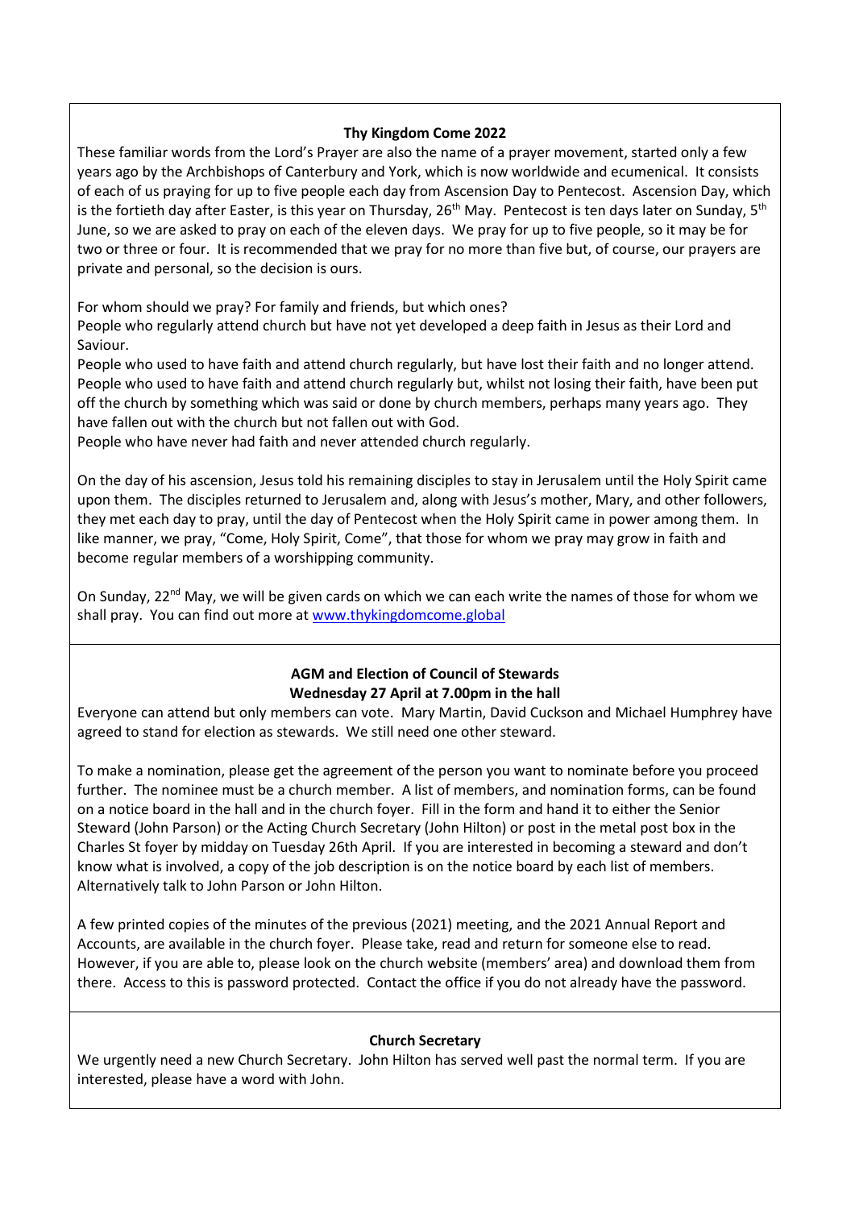## Thy Kingdom Come 2022

These familiar words from the Lord's Prayer are also the name of a prayer movement, started only a few years ago by the Archbishops of Canterbury and York, which is now worldwide and ecumenical. It consists of each of us praying for up to five people each day from Ascension Day to Pentecost. Ascension Day, which is the fortieth day after Easter, is this year on Thursday, 26th May. Pentecost is ten days later on Sunday, 5th June, so we are asked to pray on each of the eleven days. We pray for up to five people, so it may be for two or three or four. It is recommended that we pray for no more than five but, of course, our prayers are private and personal, so the decision is ours.

For whom should we pray? For family and friends, but which ones?
People who regularly attend church but have not yet developed a deep faith in Jesus as their Lord and Saviour.
People who used to have faith and attend church regularly, but have lost their faith and no longer attend.
People who used to have faith and attend church regularly but, whilst not losing their faith, have been put off the church by something which was said or done by church members, perhaps many years ago. They have fallen out with the church but not fallen out with God.
People who have never had faith and never attended church regularly.

On the day of his ascension, Jesus told his remaining disciples to stay in Jerusalem until the Holy Spirit came upon them. The disciples returned to Jerusalem and, along with Jesus's mother, Mary, and other followers, they met each day to pray, until the day of Pentecost when the Holy Spirit came in power among them. In like manner, we pray, "Come, Holy Spirit, Come", that those for whom we pray may grow in faith and become regular members of a worshipping community.

On Sunday, 22nd May, we will be given cards on which we can each write the names of those for whom we shall pray. You can find out more at [www.thykingdomcome.global](www.thykingdomcome.global)

## AGM and Election of Council of Stewards
**Wednesday 27 April at 7.00pm in the hall**

Everyone can attend but only members can vote. Mary Martin, David Cuckson and Michael Humphrey have agreed to stand for election as stewards. We still need one other steward.

To make a nomination, please get the agreement of the person you want to nominate before you proceed further. The nominee must be a church member. A list of members, and nomination forms, can be found on a notice board in the hall and in the church foyer. Fill in the form and hand it to either the Senior Steward (John Parson) or the Acting Church Secretary (John Hilton) or post in the metal post box in the Charles St foyer by midday on Tuesday 26th April. If you are interested in becoming a steward and don't know what is involved, a copy of the job description is on the notice board by each list of members. Alternatively talk to John Parson or John Hilton.

A few printed copies of the minutes of the previous (2021) meeting, and the 2021 Annual Report and Accounts, are available in the church foyer. Please take, read and return for someone else to read. However, if you are able to, please look on the church website (members' area) and download them from there. Access to this is password protected. Contact the office if you do not already have the password.

## Church Secretary

We urgently need a new Church Secretary. John Hilton has served well past the normal term. If you are interested, please have a word with John.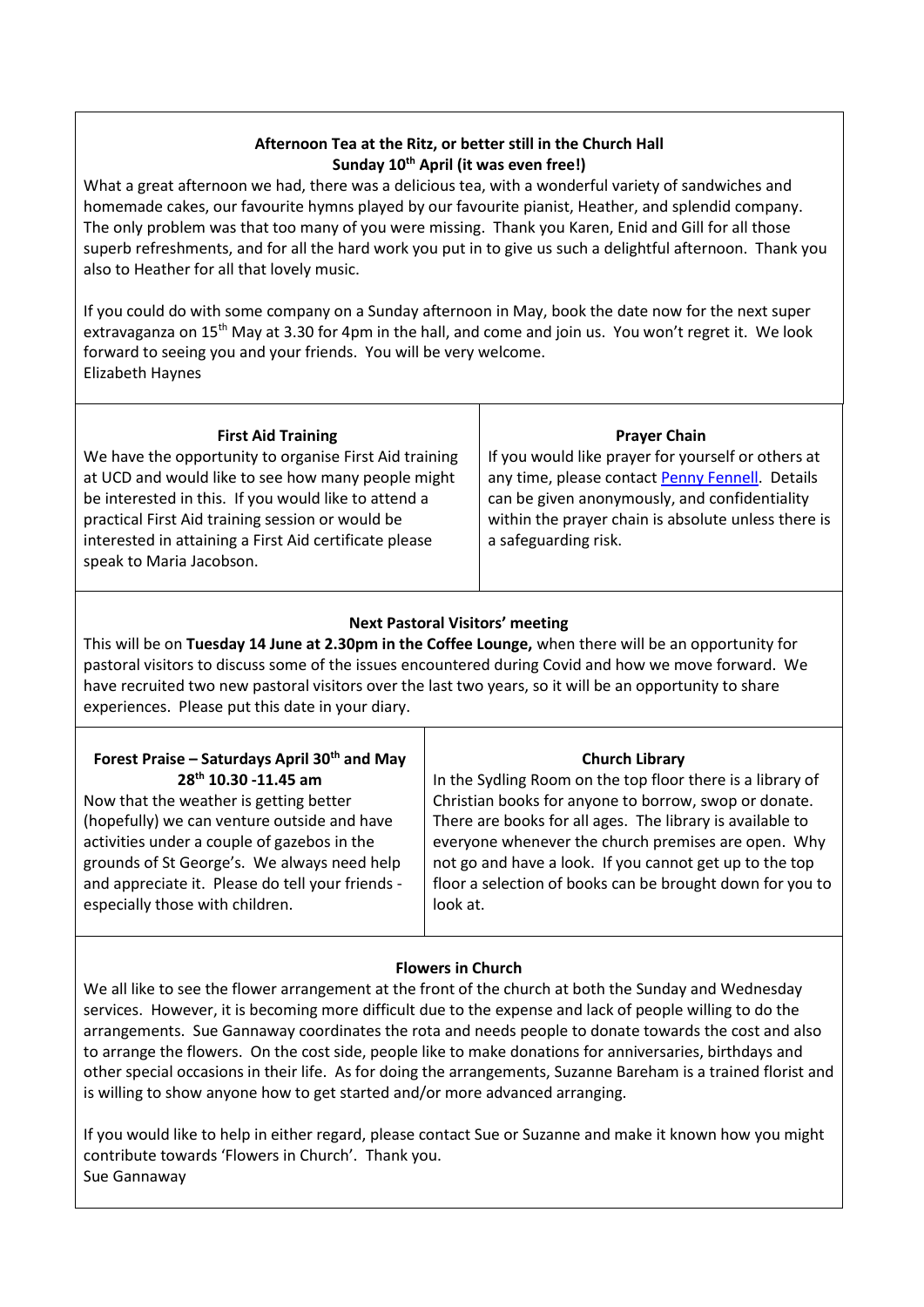## Afternoon Tea at the Ritz, or better still in the Church Hall

**Sunday 10th April (it was even free!)**

What a great afternoon we had, there was a delicious tea, with a wonderful variety of sandwiches and homemade cakes, our favourite hymns played by our favourite pianist, Heather, and splendid company. The only problem was that too many of you were missing. Thank you Karen, Enid and Gill for all those superb refreshments, and for all the hard work you put in to give us such a delightful afternoon. Thank you also to Heather for all that lovely music.

If you could do with some company on a Sunday afternoon in May, book the date now for the next super extravaganza on 15th May at 3.30 for 4pm in the hall, and come and join us. You won't regret it. We look forward to seeing you and your friends. You will be very welcome.
Elizabeth Haynes

## First Aid Training

We have the opportunity to organise First Aid training at UCD and would like to see how many people might be interested in this. If you would like to attend a practical First Aid training session or would be interested in attaining a First Aid certificate please speak to Maria Jacobson.

## Prayer Chain

If you would like prayer for yourself or others at any time, please contact Penny Fennell. Details can be given anonymously, and confidentiality within the prayer chain is absolute unless there is a safeguarding risk.

## Next Pastoral Visitors' meeting

This will be on **Tuesday 14 June at 2.30pm in the Coffee Lounge,** when there will be an opportunity for pastoral visitors to discuss some of the issues encountered during Covid and how we move forward. We have recruited two new pastoral visitors over the last two years, so it will be an opportunity to share experiences. Please put this date in your diary.

## Forest Praise – Saturdays April 30th and May 28th 10.30 -11.45 am

Now that the weather is getting better (hopefully) we can venture outside and have activities under a couple of gazebos in the grounds of St George's. We always need help and appreciate it. Please do tell your friends - especially those with children.

## Church Library

In the Sydling Room on the top floor there is a library of Christian books for anyone to borrow, swop or donate. There are books for all ages. The library is available to everyone whenever the church premises are open. Why not go and have a look. If you cannot get up to the top floor a selection of books can be brought down for you to look at.

## Flowers in Church

We all like to see the flower arrangement at the front of the church at both the Sunday and Wednesday services. However, it is becoming more difficult due to the expense and lack of people willing to do the arrangements. Sue Gannaway coordinates the rota and needs people to donate towards the cost and also to arrange the flowers. On the cost side, people like to make donations for anniversaries, birthdays and other special occasions in their life. As for doing the arrangements, Suzanne Bareham is a trained florist and is willing to show anyone how to get started and/or more advanced arranging.

If you would like to help in either regard, please contact Sue or Suzanne and make it known how you might contribute towards 'Flowers in Church'. Thank you.
Sue Gannaway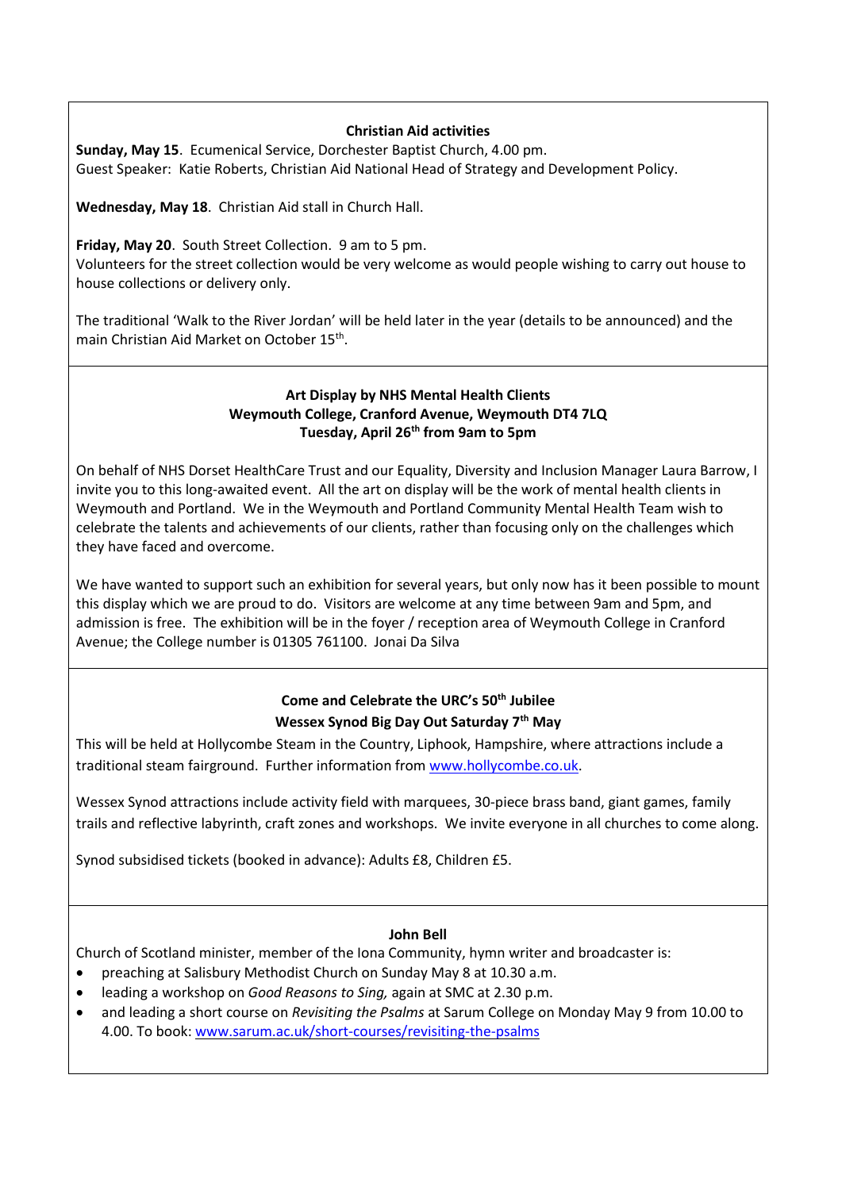### Christian Aid activities

**Sunday, May 15**. Ecumenical Service, Dorchester Baptist Church, 4.00 pm.
Guest Speaker: Katie Roberts, Christian Aid National Head of Strategy and Development Policy.

**Wednesday, May 18**. Christian Aid stall in Church Hall.

**Friday, May 20**. South Street Collection. 9 am to 5 pm.
Volunteers for the street collection would be very welcome as would people wishing to carry out house to house collections or delivery only.

The traditional 'Walk to the River Jordan' will be held later in the year (details to be announced) and the main Christian Aid Market on October 15th.

---

### Art Display by NHS Mental Health Clients
### Weymouth College, Cranford Avenue, Weymouth DT4 7LQ
### Tuesday, April 26th from 9am to 5pm

On behalf of NHS Dorset HealthCare Trust and our Equality, Diversity and Inclusion Manager Laura Barrow, I invite you to this long-awaited event. All the art on display will be the work of mental health clients in Weymouth and Portland. We in the Weymouth and Portland Community Mental Health Team wish to celebrate the talents and achievements of our clients, rather than focusing only on the challenges which they have faced and overcome.

We have wanted to support such an exhibition for several years, but only now has it been possible to mount this display which we are proud to do. Visitors are welcome at any time between 9am and 5pm, and admission is free. The exhibition will be in the foyer / reception area of Weymouth College in Cranford Avenue; the College number is 01305 761100. Jonai Da Silva

---

### Come and Celebrate the URC's 50th Jubilee
### Wessex Synod Big Day Out Saturday 7th May

This will be held at Hollycombe Steam in the Country, Liphook, Hampshire, where attractions include a traditional steam fairground. Further information from www.hollycombe.co.uk.

Wessex Synod attractions include activity field with marquees, 30-piece brass band, giant games, family trails and reflective labyrinth, craft zones and workshops. We invite everyone in all churches to come along.

Synod subsidised tickets (booked in advance): Adults £8, Children £5.

---

### John Bell

Church of Scotland minister, member of the Iona Community, hymn writer and broadcaster is:

- preaching at Salisbury Methodist Church on Sunday May 8 at 10.30 a.m.
- leading a workshop on *Good Reasons to Sing,* again at SMC at 2.30 p.m.
- and leading a short course on *Revisiting the Psalms* at Sarum College on Monday May 9 from 10.00 to 4.00. To book: www.sarum.ac.uk/short-courses/revisiting-the-psalms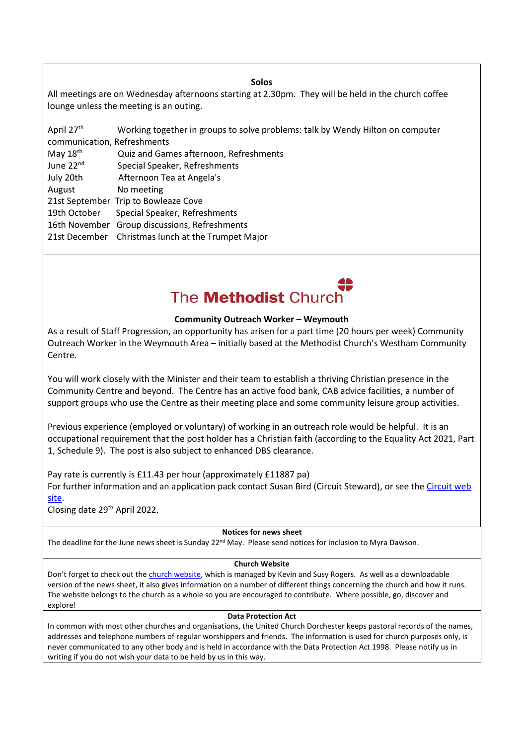## Solos

All meetings are on Wednesday afternoons starting at 2.30pm. They will be held in the church coffee lounge unless the meeting is an outing.

April 27th Working together in groups to solve problems: talk by Wendy Hilton on computer communication, Refreshments
May 18th Quiz and Games afternoon, Refreshments
June 22nd Special Speaker, Refreshments
July 20th Afternoon Tea at Angela's
August No meeting
21st September Trip to Bowleaze Cove
19th October Special Speaker, Refreshments
16th November Group discussions, Refreshments
21st December Christmas lunch at the Trumpet Major

The **Methodist** Church

## Community Outreach Worker – Weymouth

As a result of Staff Progression, an opportunity has arisen for a part time (20 hours per week) Community Outreach Worker in the Weymouth Area – initially based at the Methodist Church's Westham Community Centre.

You will work closely with the Minister and their team to establish a thriving Christian presence in the Community Centre and beyond. The Centre has an active food bank, CAB advice facilities, a number of support groups who use the Centre as their meeting place and some community leisure group activities.

Previous experience (employed or voluntary) of working in an outreach role would be helpful. It is an occupational requirement that the post holder has a Christian faith (according to the Equality Act 2021, Part 1, Schedule 9). The post is also subject to enhanced DBS clearance.

Pay rate is currently is £11.43 per hour (approximately £11887 pa)
For further information and an application pack contact Susan Bird (Circuit Steward), or see the Circuit web site.
Closing date 29th April 2022.

### Notices for news sheet

The deadline for the June news sheet is Sunday 22nd May. Please send notices for inclusion to Myra Dawson.

### Church Website

Don't forget to check out the church website, which is managed by Kevin and Susy Rogers. As well as a downloadable version of the news sheet, it also gives information on a number of different things concerning the church and how it runs. The website belongs to the church as a whole so you are encouraged to contribute. Where possible, go, discover and explore!

### Data Protection Act

In common with most other churches and organisations, the United Church Dorchester keeps pastoral records of the names, addresses and telephone numbers of regular worshippers and friends. The information is used for church purposes only, is never communicated to any other body and is held in accordance with the Data Protection Act 1998. Please notify us in writing if you do not wish your data to be held by us in this way.